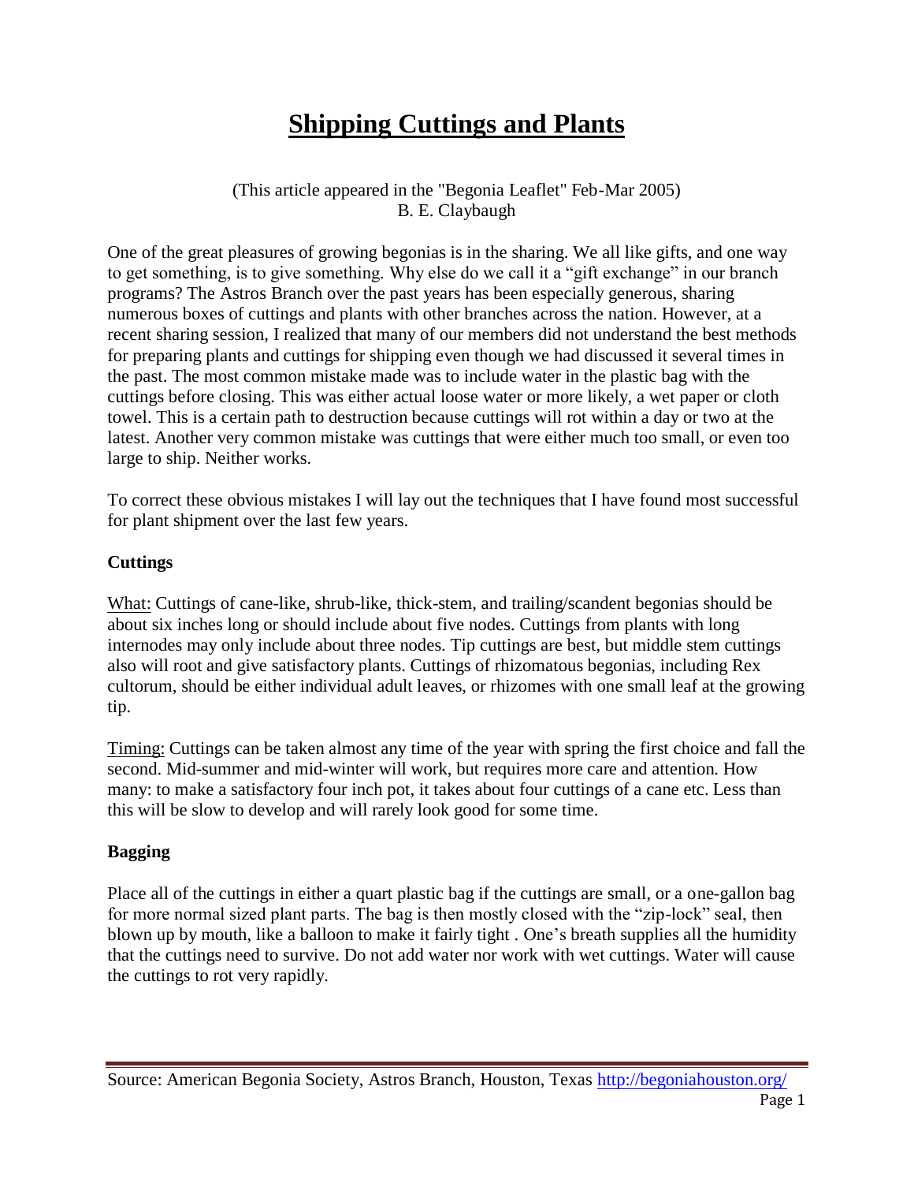# Shipping Cuttings and Plants

(This article appeared in the "Begonia Leaflet" Feb-Mar 2005)
B. E. Claybaugh

One of the great pleasures of growing begonias is in the sharing. We all like gifts, and one way to get something, is to give something. Why else do we call it a "gift exchange" in our branch programs? The Astros Branch over the past years has been especially generous, sharing numerous boxes of cuttings and plants with other branches across the nation. However, at a recent sharing session, I realized that many of our members did not understand the best methods for preparing plants and cuttings for shipping even though we had discussed it several times in the past. The most common mistake made was to include water in the plastic bag with the cuttings before closing. This was either actual loose water or more likely, a wet paper or cloth towel. This is a certain path to destruction because cuttings will rot within a day or two at the latest. Another very common mistake was cuttings that were either much too small, or even too large to ship. Neither works.

To correct these obvious mistakes I will lay out the techniques that I have found most successful for plant shipment over the last few years.

## Cuttings

What: Cuttings of cane-like, shrub-like, thick-stem, and trailing/scandent begonias should be about six inches long or should include about five nodes. Cuttings from plants with long internodes may only include about three nodes. Tip cuttings are best, but middle stem cuttings also will root and give satisfactory plants. Cuttings of rhizomatous begonias, including Rex cultorum, should be either individual adult leaves, or rhizomes with one small leaf at the growing tip.

Timing: Cuttings can be taken almost any time of the year with spring the first choice and fall the second. Mid-summer and mid-winter will work, but requires more care and attention. How many: to make a satisfactory four inch pot, it takes about four cuttings of a cane etc. Less than this will be slow to develop and will rarely look good for some time.

## Bagging

Place all of the cuttings in either a quart plastic bag if the cuttings are small, or a one-gallon bag for more normal sized plant parts. The bag is then mostly closed with the "zip-lock" seal, then blown up by mouth, like a balloon to make it fairly tight . One's breath supplies all the humidity that the cuttings need to survive. Do not add water nor work with wet cuttings. Water will cause the cuttings to rot very rapidly.

Source: American Begonia Society, Astros Branch, Houston, Texas http://begoniahouston.org/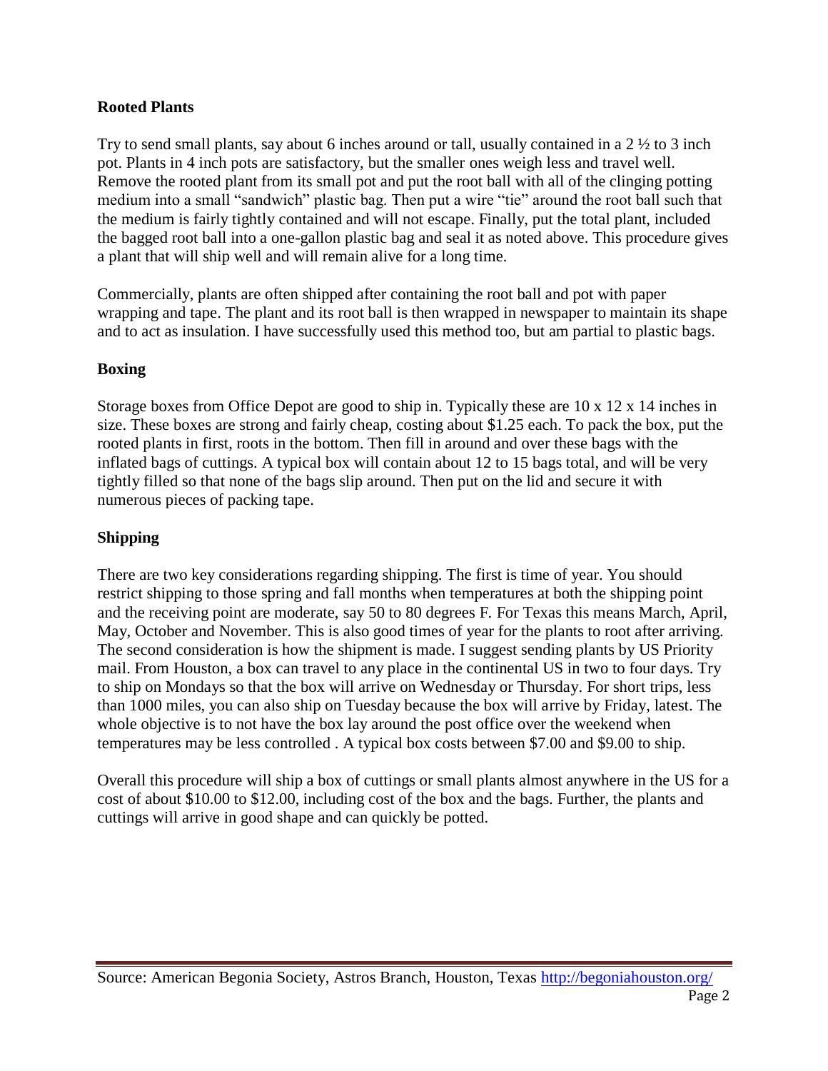**Rooted Plants**

Try to send small plants, say about 6 inches around or tall, usually contained in a 2 ½ to 3 inch pot. Plants in 4 inch pots are satisfactory, but the smaller ones weigh less and travel well. Remove the rooted plant from its small pot and put the root ball with all of the clinging potting medium into a small "sandwich" plastic bag. Then put a wire "tie" around the root ball such that the medium is fairly tightly contained and will not escape. Finally, put the total plant, included the bagged root ball into a one-gallon plastic bag and seal it as noted above. This procedure gives a plant that will ship well and will remain alive for a long time.

Commercially, plants are often shipped after containing the root ball and pot with paper wrapping and tape. The plant and its root ball is then wrapped in newspaper to maintain its shape and to act as insulation. I have successfully used this method too, but am partial to plastic bags.

**Boxing**

Storage boxes from Office Depot are good to ship in. Typically these are 10 x 12 x 14 inches in size. These boxes are strong and fairly cheap, costing about $1.25 each. To pack the box, put the rooted plants in first, roots in the bottom. Then fill in around and over these bags with the inflated bags of cuttings. A typical box will contain about 12 to 15 bags total, and will be very tightly filled so that none of the bags slip around. Then put on the lid and secure it with numerous pieces of packing tape.

**Shipping**

There are two key considerations regarding shipping. The first is time of year. You should restrict shipping to those spring and fall months when temperatures at both the shipping point and the receiving point are moderate, say 50 to 80 degrees F. For Texas this means March, April, May, October and November. This is also good times of year for the plants to root after arriving. The second consideration is how the shipment is made. I suggest sending plants by US Priority mail. From Houston, a box can travel to any place in the continental US in two to four days. Try to ship on Mondays so that the box will arrive on Wednesday or Thursday. For short trips, less than 1000 miles, you can also ship on Tuesday because the box will arrive by Friday, latest. The whole objective is to not have the box lay around the post office over the weekend when temperatures may be less controlled . A typical box costs between $7.00 and $9.00 to ship.

Overall this procedure will ship a box of cuttings or small plants almost anywhere in the US for a cost of about $10.00 to $12.00, including cost of the box and the bags. Further, the plants and cuttings will arrive in good shape and can quickly be potted.

Source: American Begonia Society, Astros Branch, Houston, Texas http://begoniahouston.org/